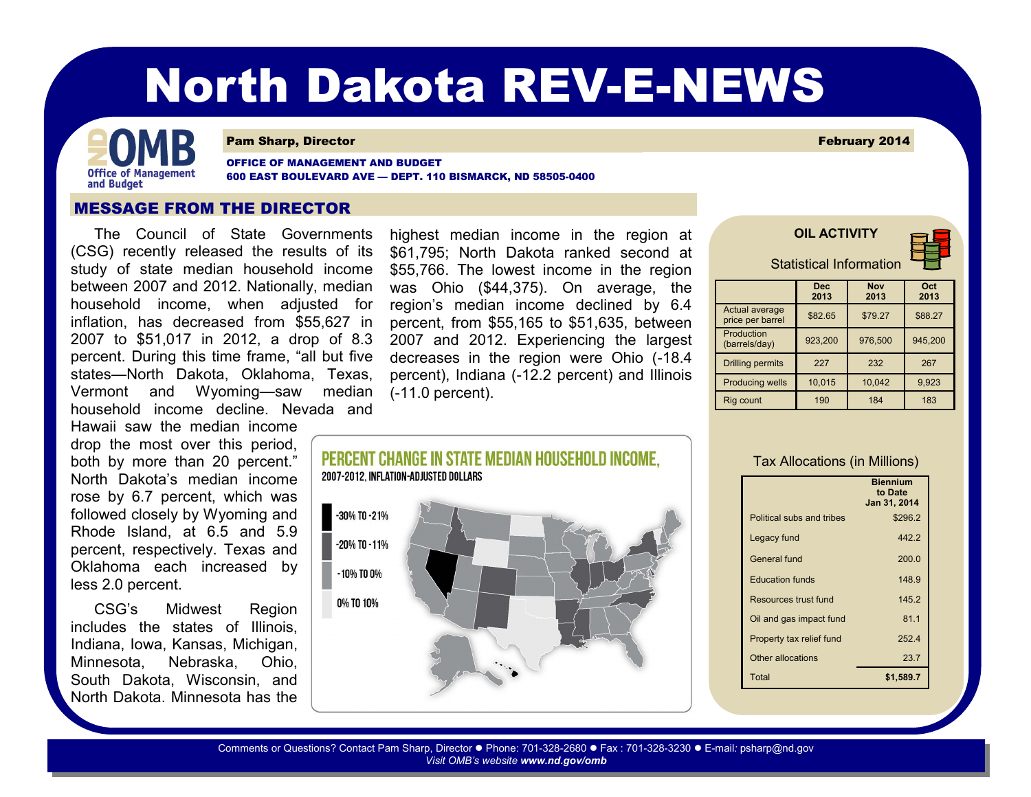# North Dakota REV-E-NEWS

**Pam Sharp, Director** — **February 2014**

OFFICE OF MANAGEMENT AND BUDGET
600 EAST BOULEVARD AVE — DEPT. 110 BISMARCK, ND 58505-0400

## MESSAGE FROM THE DIRECTOR

The Council of State Governments (CSG) recently released the results of its study of state median household income between 2007 and 2012. Nationally, median household income, when adjusted for inflation, has decreased from $55,627 in 2007 to $51,017 in 2012, a drop of 8.3 percent. During this time frame, "all but five states—North Dakota, Oklahoma, Texas, Vermont and Wyoming—saw median household income decline. Nevada and Hawaii saw the median income drop the most over this period, both by more than 20 percent." North Dakota's median income rose by 6.7 percent, which was followed closely by Wyoming and Rhode Island, at 6.5 and 5.9 percent, respectively. Texas and Oklahoma each increased by less 2.0 percent.

CSG's Midwest Region includes the states of Illinois, Indiana, Iowa, Kansas, Michigan, Minnesota, Nebraska, Ohio, South Dakota, Wisconsin, and North Dakota. Minnesota has the highest median income in the region at $61,795; North Dakota ranked second at $55,766. The lowest income in the region was Ohio ($44,375). On average, the region's median income declined by 6.4 percent, from $55,165 to $51,635, between 2007 and 2012. Experiencing the largest decreases in the region were Ohio (-18.4 percent), Indiana (-12.2 percent) and Illinois (-11.0 percent).

**PERCENT CHANGE IN STATE MEDIAN HOUSEHOLD INCOME,**
**2007-2012, INFLATION-ADJUSTED DOLLARS**

- -30% TO -21%
- -20% TO -11%
- -10% TO 0%
- 0% TO 10%

### OIL ACTIVITY

Statistical Information

| | Dec 2013 | Nov 2013 | Oct 2013 |
|---|---|---|---|
| Actual average price per barrel | $82.65 | $79.27 | $88.27 |
| Production (barrels/day) | 923,200 | 976,500 | 945,200 |
| Drilling permits | 227 | 232 | 267 |
| Producing wells | 10,015 | 10,042 | 9,923 |
| Rig count | 190 | 184 | 183 |

### Tax Allocations (in Millions)

| | Biennium to Date Jan 31, 2014 |
|---|---|
| Political subs and tribes | $296.2 |
| Legacy fund | 442.2 |
| General fund | 200.0 |
| Education funds | 148.9 |
| Resources trust fund | 145.2 |
| Oil and gas impact fund | 81.1 |
| Property tax relief fund | 252.4 |
| Other allocations | 23.7 |
| Total | **$1,589.7** |

Comments or Questions? Contact Pam Sharp, Director ● Phone: 701-328-2680 ● Fax : 701-328-3230 ● E-mail: psharp@nd.gov
*Visit OMB's website **www.nd.gov/omb***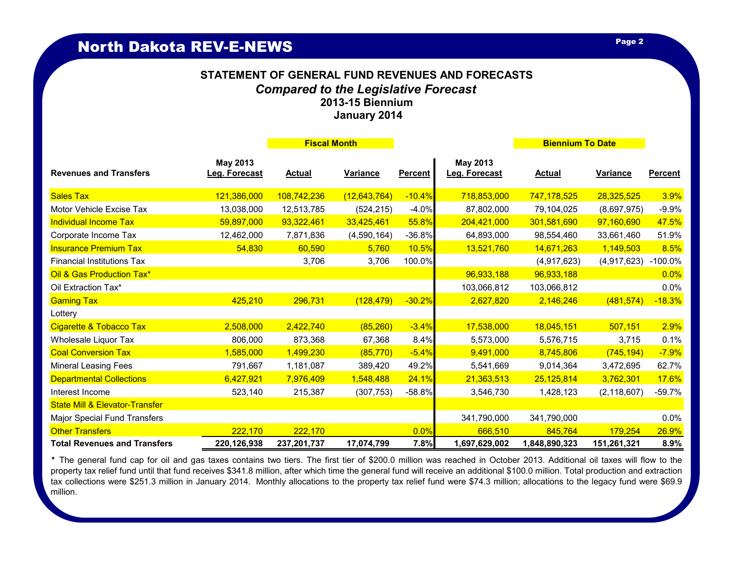## North Dakota REV-E-NEWS

### STATEMENT OF GENERAL FUND REVENUES AND FORECASTS
*Compared to the Legislative Forecast*
**2013-15 Biennium**
**January 2014**

| | Fiscal Month | | | | Biennium To Date | | | |
|---|---|---|---|---|---|---|---|---|
| **Revenues and Transfers** | **May 2013 Leg. Forecast** | **Actual** | **Variance** | **Percent** | **May 2013 Leg. Forecast** | **Actual** | **Variance** | **Percent** |
| Sales Tax | 121,386,000 | 108,742,236 | (12,643,764) | -10.4% | 718,853,000 | 747,178,525 | 28,325,525 | 3.9% |
| Motor Vehicle Excise Tax | 13,038,000 | 12,513,785 | (524,215) | -4.0% | 87,802,000 | 79,104,025 | (8,697,975) | -9.9% |
| Individual Income Tax | 59,897,000 | 93,322,461 | 33,425,461 | 55.8% | 204,421,000 | 301,581,690 | 97,160,690 | 47.5% |
| Corporate Income Tax | 12,462,000 | 7,871,836 | (4,590,164) | -36.8% | 64,893,000 | 98,554,460 | 33,661,460 | 51.9% |
| Insurance Premium Tax | 54,830 | 60,590 | 5,760 | 10.5% | 13,521,760 | 14,671,263 | 1,149,503 | 8.5% |
| Financial Institutions Tax | | 3,706 | 3,706 | 100.0% | | (4,917,623) | (4,917,623) | -100.0% |
| Oil & Gas Production Tax* | | | | | 96,933,188 | 96,933,188 | | 0.0% |
| Oil Extraction Tax* | | | | | 103,066,812 | 103,066,812 | | 0.0% |
| Gaming Tax | 425,210 | 296,731 | (128,479) | -30.2% | 2,627,820 | 2,146,246 | (481,574) | -18.3% |
| Lottery | | | | | | | | |
| Cigarette & Tobacco Tax | 2,508,000 | 2,422,740 | (85,260) | -3.4% | 17,538,000 | 18,045,151 | 507,151 | 2.9% |
| Wholesale Liquor Tax | 806,000 | 873,368 | 67,368 | 8.4% | 5,573,000 | 5,576,715 | 3,715 | 0.1% |
| Coal Conversion Tax | 1,585,000 | 1,499,230 | (85,770) | -5.4% | 9,491,000 | 8,745,806 | (745,194) | -7.9% |
| Mineral Leasing Fees | 791,667 | 1,181,087 | 389,420 | 49.2% | 5,541,669 | 9,014,364 | 3,472,695 | 62.7% |
| Departmental Collections | 6,427,921 | 7,976,409 | 1,548,488 | 24.1% | 21,363,513 | 25,125,814 | 3,762,301 | 17.6% |
| Interest Income | 523,140 | 215,387 | (307,753) | -58.8% | 3,546,730 | 1,428,123 | (2,118,607) | -59.7% |
| State Mill & Elevator-Transfer | | | | | | | | |
| Major Special Fund Transfers | | | | | 341,790,000 | 341,790,000 | | 0.0% |
| Other Transfers | 222,170 | 222,170 | | 0.0% | 666,510 | 845,764 | 179,254 | 26.9% |
| **Total Revenues and Transfers** | **220,126,938** | **237,201,737** | **17,074,799** | **7.8%** | **1,697,629,002** | **1,848,890,323** | **151,261,321** | **8.9%** |

\* The general fund cap for oil and gas taxes contains two tiers. The first tier of $200.0 million was reached in October 2013. Additional oil taxes will flow to the property tax relief fund until that fund receives $341.8 million, after which time the general fund will receive an additional $100.0 million. Total production and extraction tax collections were $251.3 million in January 2014. Monthly allocations to the property tax relief fund were $74.3 million; allocations to the legacy fund were $69.9 million.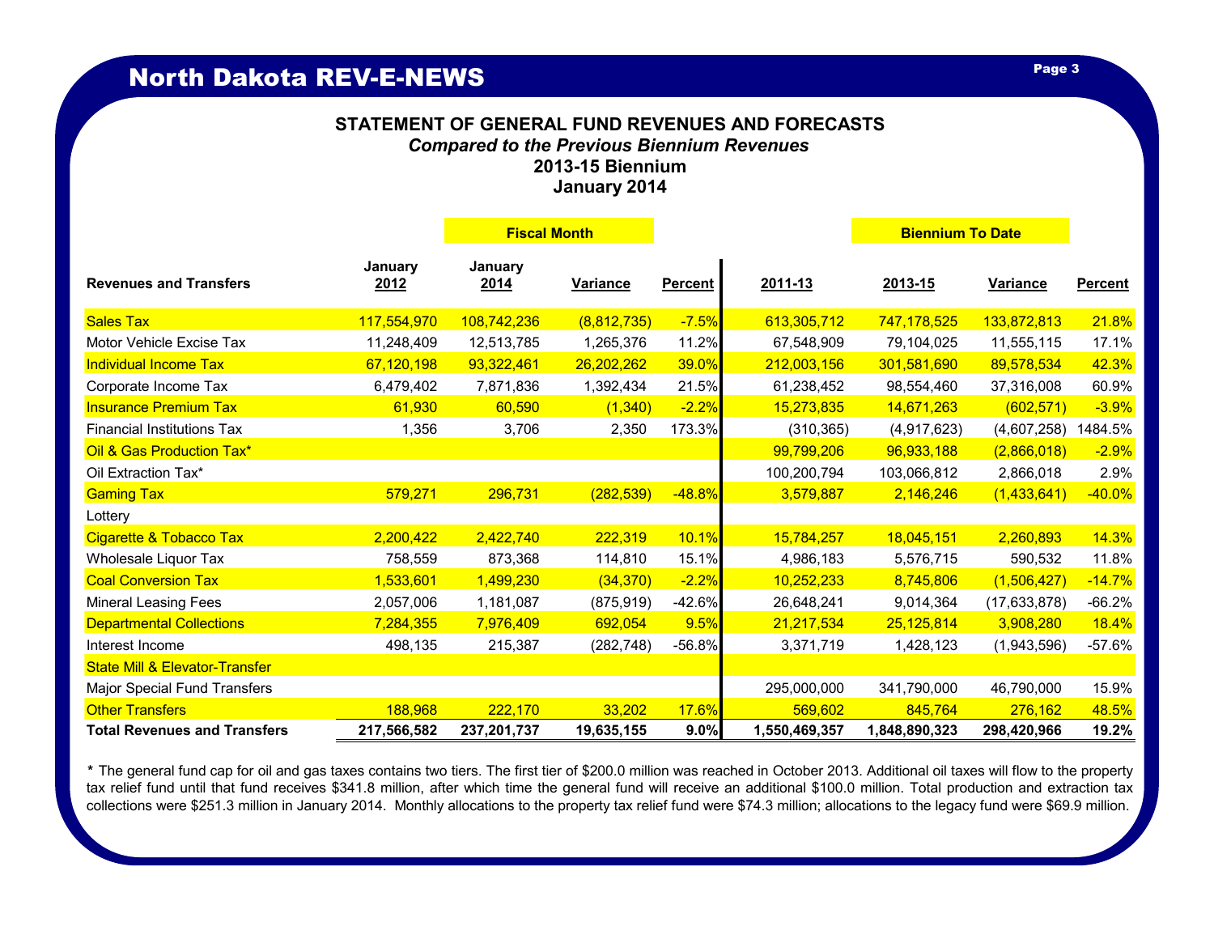## STATEMENT OF GENERAL FUND REVENUES AND FORECASTS

*Compared to the Previous Biennium Revenues*

**2013-15 Biennium**

**January 2014**

| Revenues and Transfers | Fiscal Month | | | | Biennium To Date | | | |
|---|---|---|---|---|---|---|---|---|
| | January 2012 | January 2014 | Variance | Percent | 2011-13 | 2013-15 | Variance | Percent |
| Sales Tax | 117,554,970 | 108,742,236 | (8,812,735) | -7.5% | 613,305,712 | 747,178,525 | 133,872,813 | 21.8% |
| Motor Vehicle Excise Tax | 11,248,409 | 12,513,785 | 1,265,376 | 11.2% | 67,548,909 | 79,104,025 | 11,555,115 | 17.1% |
| Individual Income Tax | 67,120,198 | 93,322,461 | 26,202,262 | 39.0% | 212,003,156 | 301,581,690 | 89,578,534 | 42.3% |
| Corporate Income Tax | 6,479,402 | 7,871,836 | 1,392,434 | 21.5% | 61,238,452 | 98,554,460 | 37,316,008 | 60.9% |
| Insurance Premium Tax | 61,930 | 60,590 | (1,340) | -2.2% | 15,273,835 | 14,671,263 | (602,571) | -3.9% |
| Financial Institutions Tax | 1,356 | 3,706 | 2,350 | 173.3% | (310,365) | (4,917,623) | (4,607,258) | 1484.5% |
| Oil & Gas Production Tax* | | | | | 99,799,206 | 96,933,188 | (2,866,018) | -2.9% |
| Oil Extraction Tax* | | | | | 100,200,794 | 103,066,812 | 2,866,018 | 2.9% |
| Gaming Tax | 579,271 | 296,731 | (282,539) | -48.8% | 3,579,887 | 2,146,246 | (1,433,641) | -40.0% |
| Lottery | | | | | | | | |
| Cigarette & Tobacco Tax | 2,200,422 | 2,422,740 | 222,319 | 10.1% | 15,784,257 | 18,045,151 | 2,260,893 | 14.3% |
| Wholesale Liquor Tax | 758,559 | 873,368 | 114,810 | 15.1% | 4,986,183 | 5,576,715 | 590,532 | 11.8% |
| Coal Conversion Tax | 1,533,601 | 1,499,230 | (34,370) | -2.2% | 10,252,233 | 8,745,806 | (1,506,427) | -14.7% |
| Mineral Leasing Fees | 2,057,006 | 1,181,087 | (875,919) | -42.6% | 26,648,241 | 9,014,364 | (17,633,878) | -66.2% |
| Departmental Collections | 7,284,355 | 7,976,409 | 692,054 | 9.5% | 21,217,534 | 25,125,814 | 3,908,280 | 18.4% |
| Interest Income | 498,135 | 215,387 | (282,748) | -56.8% | 3,371,719 | 1,428,123 | (1,943,596) | -57.6% |
| State Mill & Elevator-Transfer | | | | | | | | |
| Major Special Fund Transfers | | | | | 295,000,000 | 341,790,000 | 46,790,000 | 15.9% |
| Other Transfers | 188,968 | 222,170 | 33,202 | 17.6% | 569,602 | 845,764 | 276,162 | 48.5% |
| **Total Revenues and Transfers** | **217,566,582** | **237,201,737** | **19,635,155** | **9.0%** | **1,550,469,357** | **1,848,890,323** | **298,420,966** | **19.2%** |

\* The general fund cap for oil and gas taxes contains two tiers. The first tier of $200.0 million was reached in October 2013. Additional oil taxes will flow to the property tax relief fund until that fund receives $341.8 million, after which time the general fund will receive an additional $100.0 million. Total production and extraction tax collections were $251.3 million in January 2014. Monthly allocations to the property tax relief fund were $74.3 million; allocations to the legacy fund were $69.9 million.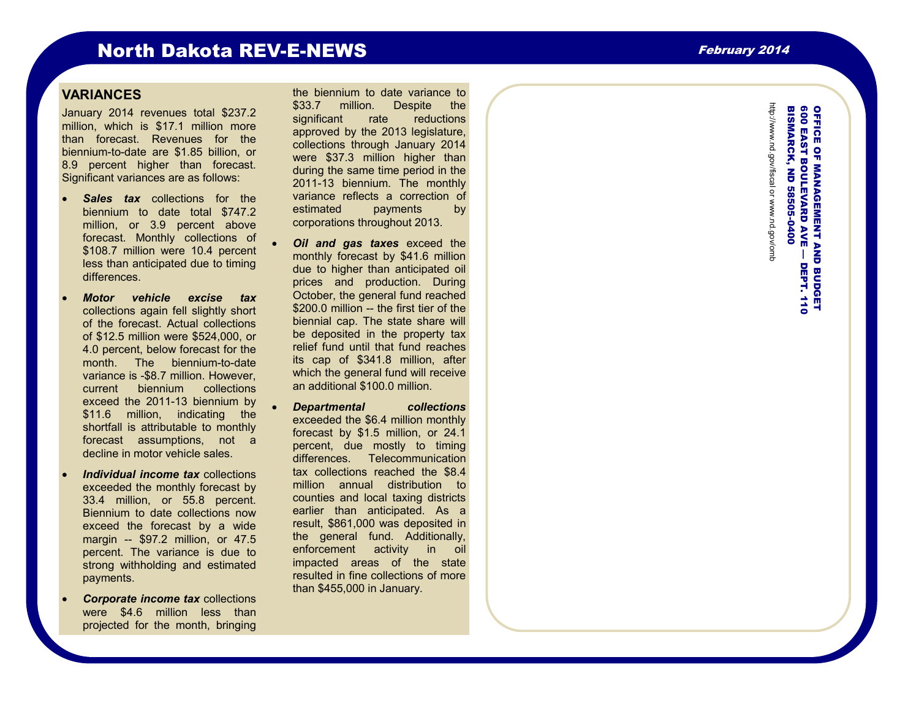## VARIANCES

January 2014 revenues total $237.2 million, which is $17.1 million more than forecast. Revenues for the biennium-to-date are $1.85 billion, or 8.9 percent higher than forecast. Significant variances are as follows:

- ***Sales tax*** collections for the biennium to date total $747.2 million, or 3.9 percent above forecast. Monthly collections of $108.7 million were 10.4 percent less than anticipated due to timing differences.

- ***Motor vehicle excise tax*** collections again fell slightly short of the forecast. Actual collections of $12.5 million were $524,000, or 4.0 percent, below forecast for the month. The biennium-to-date variance is -$8.7 million. However, current biennium collections exceed the 2011-13 biennium by $11.6 million, indicating the shortfall is attributable to monthly forecast assumptions, not a decline in motor vehicle sales.

- ***Individual income tax*** collections exceeded the monthly forecast by 33.4 million, or 55.8 percent. Biennium to date collections now exceed the forecast by a wide margin -- $97.2 million, or 47.5 percent. The variance is due to strong withholding and estimated payments.

- ***Corporate income tax*** collections were $4.6 million less than projected for the month, bringing the biennium to date variance to $33.7 million. Despite the significant rate reductions approved by the 2013 legislature, collections through January 2014 were $37.3 million higher than during the same time period in the 2011-13 biennium. The monthly variance reflects a correction of estimated payments by corporations throughout 2013.

- ***Oil and gas taxes*** exceed the monthly forecast by $41.6 million due to higher than anticipated oil prices and production. During October, the general fund reached $200.0 million -- the first tier of the biennial cap. The state share will be deposited in the property tax relief fund until that fund reaches its cap of $341.8 million, after which the general fund will receive an additional $100.0 million.

- ***Departmental collections*** exceeded the $6.4 million monthly forecast by $1.5 million, or 24.1 percent, due mostly to timing differences. Telecommunication tax collections reached the $8.4 million annual distribution to counties and local taxing districts earlier than anticipated. As a result, $861,000 was deposited in the general fund. Additionally, enforcement activity in oil impacted areas of the state resulted in fine collections of more than $455,000 in January.

**OFFICE OF MANAGEMENT AND BUDGET**
**600 EAST BOULEVARD AVE — DEPT. 110**
**BISMARCK, ND 58505-0400**

http://www.nd.gov/fiscal or www.nd.gov/omb